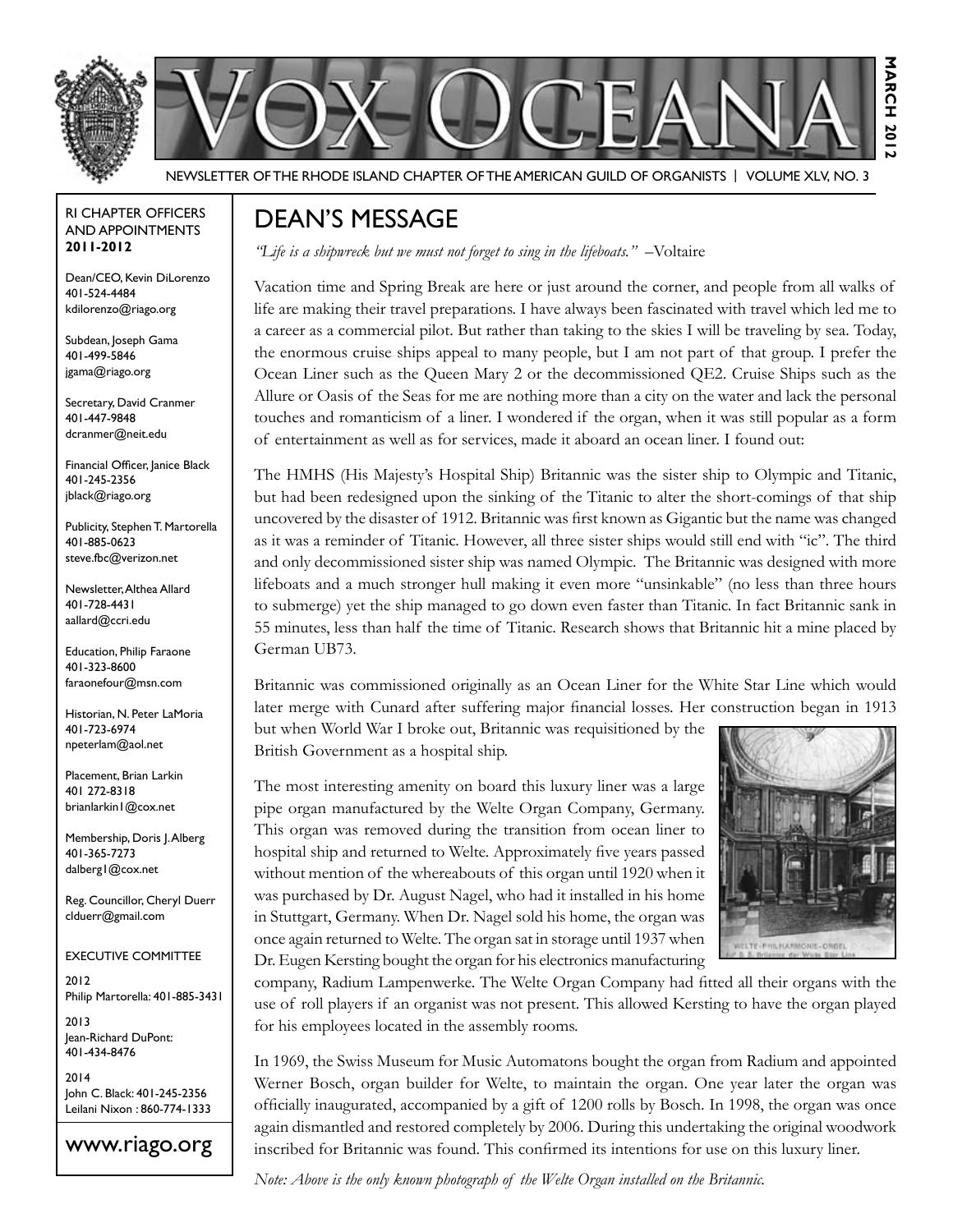# VOX OCEANA

MARCH 2012

NEWSLETTER OF THE RHODE ISLAND CHAPTER OF THE AMERICAN GUILD OF ORGANISTS | VOLUME XLV, NO. 3

RI CHAPTER OFFICERS AND APPOINTMENTS **2011-2012**

Dean/CEO, Kevin DiLorenzo
401-524-4484
kdilorenzo@riago.org

Subdean, Joseph Gama
401-499-5846
jgama@riago.org

Secretary, David Cranmer
401-447-9848
dcranmer@neit.edu

Financial Officer, Janice Black
401-245-2356
jblack@riago.org

Publicity, Stephen T. Martorella
401-885-0623
steve.fbc@verizon.net

Newsletter, Althea Allard
401-728-4431
aallard@ccri.edu

Education, Philip Faraone
401-323-8600
faraonefour@msn.com

Historian, N. Peter LaMoria
401-723-6974
npeterlam@aol.net

Placement, Brian Larkin
401 272-8318
brianlarkin1@cox.net

Membership, Doris J. Alberg
401-365-7273
dalberg1@cox.net

Reg. Councillor, Cheryl Duerr
clduerr@gmail.com

EXECUTIVE COMMITTEE

2012
Philip Martorella: 401-885-3431

2013
Jean-Richard DuPont: 401-434-8476

2014
John C. Black: 401-245-2356
Leilani Nixon : 860-774-1333

www.riago.org

## DEAN'S MESSAGE

*"Life is a shipwreck but we must not forget to sing in the lifeboats."* –Voltaire

Vacation time and Spring Break are here or just around the corner, and people from all walks of life are making their travel preparations. I have always been fascinated with travel which led me to a career as a commercial pilot. But rather than taking to the skies I will be traveling by sea. Today, the enormous cruise ships appeal to many people, but I am not part of that group. I prefer the Ocean Liner such as the Queen Mary 2 or the decommissioned QE2. Cruise Ships such as the Allure or Oasis of the Seas for me are nothing more than a city on the water and lack the personal touches and romanticism of a liner. I wondered if the organ, when it was still popular as a form of entertainment as well as for services, made it aboard an ocean liner. I found out:

The HMHS (His Majesty's Hospital Ship) Britannic was the sister ship to Olympic and Titanic, but had been redesigned upon the sinking of the Titanic to alter the short-comings of that ship uncovered by the disaster of 1912. Britannic was first known as Gigantic but the name was changed as it was a reminder of Titanic. However, all three sister ships would still end with "ic". The third and only decommissioned sister ship was named Olympic. The Britannic was designed with more lifeboats and a much stronger hull making it even more "unsinkable" (no less than three hours to submerge) yet the ship managed to go down even faster than Titanic. In fact Britannic sank in 55 minutes, less than half the time of Titanic. Research shows that Britannic hit a mine placed by German UB73.

Britannic was commissioned originally as an Ocean Liner for the White Star Line which would later merge with Cunard after suffering major financial losses. Her construction began in 1913 but when World War I broke out, Britannic was requisitioned by the British Government as a hospital ship.

The most interesting amenity on board this luxury liner was a large pipe organ manufactured by the Welte Organ Company, Germany. This organ was removed during the transition from ocean liner to hospital ship and returned to Welte. Approximately five years passed without mention of the whereabouts of this organ until 1920 when it was purchased by Dr. August Nagel, who had it installed in his home in Stuttgart, Germany. When Dr. Nagel sold his home, the organ was once again returned to Welte. The organ sat in storage until 1937 when Dr. Eugen Kersting bought the organ for his electronics manufacturing company, Radium Lampenwerke. The Welte Organ Company had fitted all their organs with the use of roll players if an organist was not present. This allowed Kersting to have the organ played for his employees located in the assembly rooms.

In 1969, the Swiss Museum for Music Automatons bought the organ from Radium and appointed Werner Bosch, organ builder for Welte, to maintain the organ. One year later the organ was officially inaugurated, accompanied by a gift of 1200 rolls by Bosch. In 1998, the organ was once again dismantled and restored completely by 2006. During this undertaking the original woodwork inscribed for Britannic was found. This confirmed its intentions for use on this luxury liner.

*Note: Above is the only known photograph of the Welte Organ installed on the Britannic.*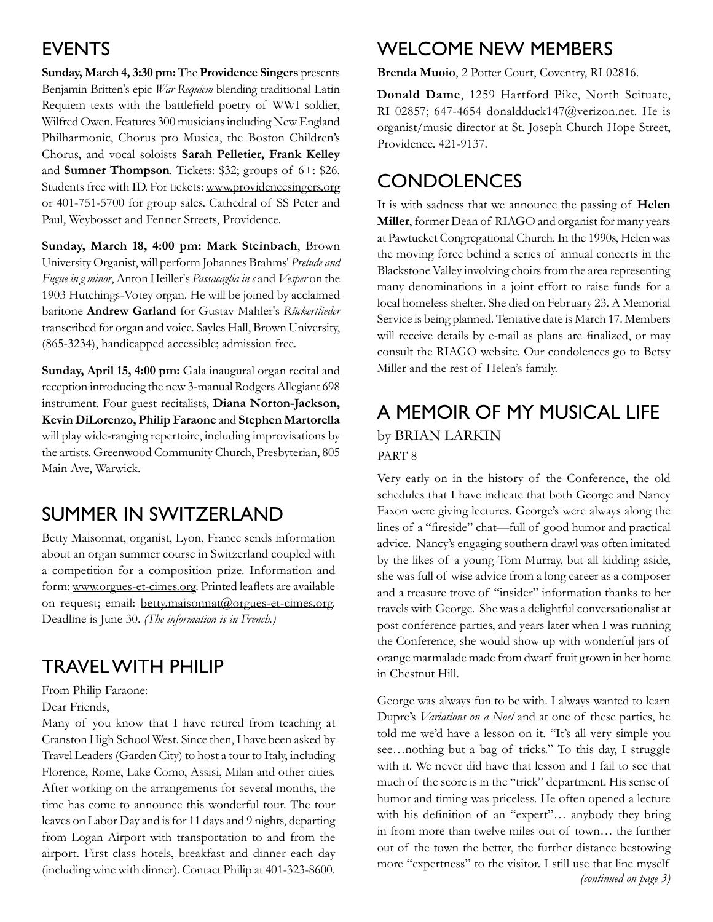## EVENTS

**Sunday, March 4, 3:30 pm:** The **Providence Singers** presents Benjamin Britten's epic *War Requiem* blending traditional Latin Requiem texts with the battlefield poetry of WWI soldier, Wilfred Owen. Features 300 musicians including New England Philharmonic, Chorus pro Musica, the Boston Children's Chorus, and vocal soloists **Sarah Pelletier, Frank Kelley** and **Sumner Thompson**. Tickets: $32; groups of 6+: $26. Students free with ID. For tickets: www.providencesingers.org or 401-751-5700 for group sales. Cathedral of SS Peter and Paul, Weybosset and Fenner Streets, Providence.

**Sunday, March 18, 4:00 pm: Mark Steinbach**, Brown University Organist, will perform Johannes Brahms' *Prelude and Fugue in g minor*, Anton Heiller's *Passacaglia in c* and *Vesper* on the 1903 Hutchings-Votey organ. He will be joined by acclaimed baritone **Andrew Garland** for Gustav Mahler's *Rückertlieder* transcribed for organ and voice. Sayles Hall, Brown University, (865-3234), handicapped accessible; admission free.

**Sunday, April 15, 4:00 pm:** Gala inaugural organ recital and reception introducing the new 3-manual Rodgers Allegiant 698 instrument. Four guest recitalists, **Diana Norton-Jackson, Kevin DiLorenzo, Philip Faraone** and **Stephen Martorella** will play wide-ranging repertoire, including improvisations by the artists. Greenwood Community Church, Presbyterian, 805 Main Ave, Warwick.

## SUMMER IN SWITZERLAND

Betty Maisonnat, organist, Lyon, France sends information about an organ summer course in Switzerland coupled with a competition for a composition prize. Information and form: www.orgues-et-cimes.org. Printed leaflets are available on request; email: betty.maisonnat@orgues-et-cimes.org. Deadline is June 30. *(The information is in French.)*

## TRAVEL WITH PHILIP

From Philip Faraone:
Dear Friends,
Many of you know that I have retired from teaching at Cranston High School West. Since then, I have been asked by Travel Leaders (Garden City) to host a tour to Italy, including Florence, Rome, Lake Como, Assisi, Milan and other cities. After working on the arrangements for several months, the time has come to announce this wonderful tour. The tour leaves on Labor Day and is for 11 days and 9 nights, departing from Logan Airport with transportation to and from the airport. First class hotels, breakfast and dinner each day (including wine with dinner). Contact Philip at 401-323-8600.

## WELCOME NEW MEMBERS

**Brenda Muoio**, 2 Potter Court, Coventry, RI 02816.

**Donald Dame**, 1259 Hartford Pike, North Scituate, RI 02857; 647-4654 donaldduck147@verizon.net. He is organist/music director at St. Joseph Church Hope Street, Providence. 421-9137.

## CONDOLENCES

It is with sadness that we announce the passing of **Helen Miller**, former Dean of RIAGO and organist for many years at Pawtucket Congregational Church. In the 1990s, Helen was the moving force behind a series of annual concerts in the Blackstone Valley involving choirs from the area representing many denominations in a joint effort to raise funds for a local homeless shelter. She died on February 23. A Memorial Service is being planned. Tentative date is March 17. Members will receive details by e-mail as plans are finalized, or may consult the RIAGO website. Our condolences go to Betsy Miller and the rest of Helen's family.

## A MEMOIR OF MY MUSICAL LIFE

by BRIAN LARKIN

PART 8

Very early on in the history of the Conference, the old schedules that I have indicate that both George and Nancy Faxon were giving lectures. George's were always along the lines of a "fireside" chat—full of good humor and practical advice. Nancy's engaging southern drawl was often imitated by the likes of a young Tom Murray, but all kidding aside, she was full of wise advice from a long career as a composer and a treasure trove of "insider" information thanks to her travels with George. She was a delightful conversationalist at post conference parties, and years later when I was running the Conference, she would show up with wonderful jars of orange marmalade made from dwarf fruit grown in her home in Chestnut Hill.

George was always fun to be with. I always wanted to learn Dupre's *Variations on a Noel* and at one of these parties, he told me we'd have a lesson on it. "It's all very simple you see…nothing but a bag of tricks." To this day, I struggle with it. We never did have that lesson and I fail to see that much of the score is in the "trick" department. His sense of humor and timing was priceless. He often opened a lecture with his definition of an "expert"… anybody they bring in from more than twelve miles out of town… the further out of the town the better, the further distance bestowing more "expertness" to the visitor. I still use that line myself

*(continued on page 3)*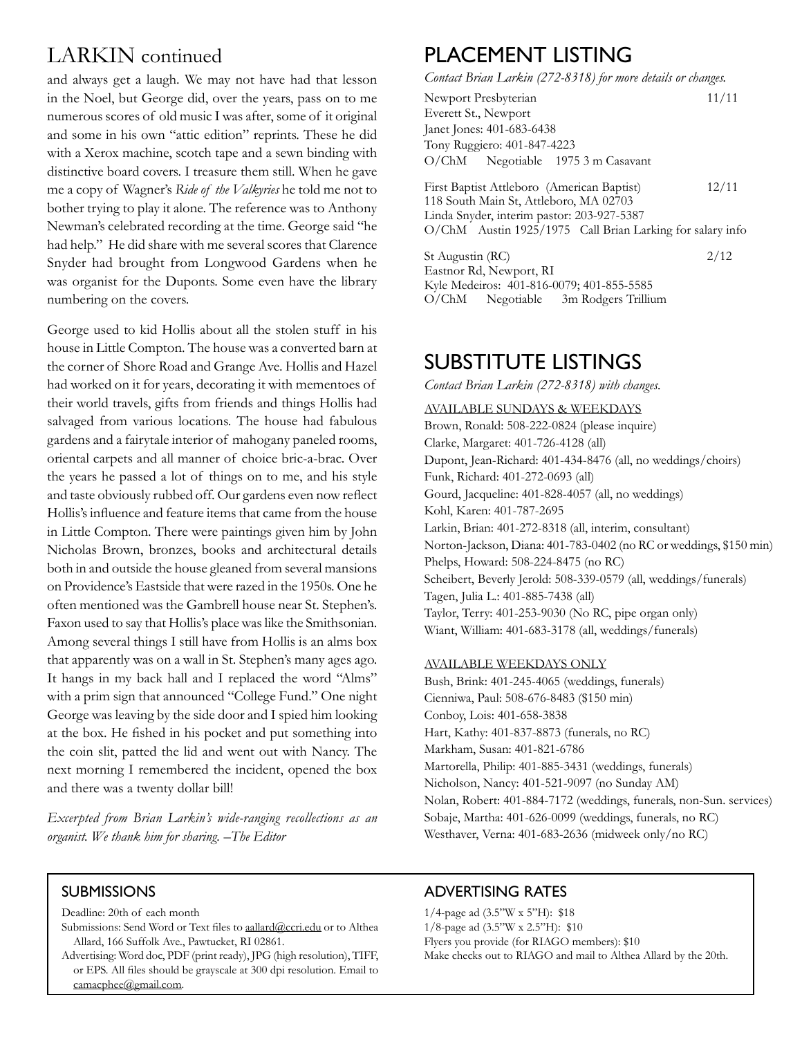## LARKIN continued

and always get a laugh. We may not have had that lesson in the Noel, but George did, over the years, pass on to me numerous scores of old music I was after, some of it original and some in his own "attic edition" reprints. These he did with a Xerox machine, scotch tape and a sewn binding with distinctive board covers. I treasure them still. When he gave me a copy of Wagner's *Ride of the Valkyries* he told me not to bother trying to play it alone. The reference was to Anthony Newman's celebrated recording at the time. George said "he had help." He did share with me several scores that Clarence Snyder had brought from Longwood Gardens when he was organist for the Duponts. Some even have the library numbering on the covers.

George used to kid Hollis about all the stolen stuff in his house in Little Compton. The house was a converted barn at the corner of Shore Road and Grange Ave. Hollis and Hazel had worked on it for years, decorating it with mementoes of their world travels, gifts from friends and things Hollis had salvaged from various locations. The house had fabulous gardens and a fairytale interior of mahogany paneled rooms, oriental carpets and all manner of choice bric-a-brac. Over the years he passed a lot of things on to me, and his style and taste obviously rubbed off. Our gardens even now reflect Hollis's influence and feature items that came from the house in Little Compton. There were paintings given him by John Nicholas Brown, bronzes, books and architectural details both in and outside the house gleaned from several mansions on Providence's Eastside that were razed in the 1950s. One he often mentioned was the Gambrell house near St. Stephen's. Faxon used to say that Hollis's place was like the Smithsonian. Among several things I still have from Hollis is an alms box that apparently was on a wall in St. Stephen's many ages ago. It hangs in my back hall and I replaced the word "Alms" with a prim sign that announced "College Fund." One night George was leaving by the side door and I spied him looking at the box. He fished in his pocket and put something into the coin slit, patted the lid and went out with Nancy. The next morning I remembered the incident, opened the box and there was a twenty dollar bill!

*Excerpted from Brian Larkin's wide-ranging recollections as an organist. We thank him for sharing. –The Editor*

## PLACEMENT LISTING

*Contact Brian Larkin (272-8318) for more details or changes.*

Newport Presbyterian — 11/11
Everett St., Newport
Janet Jones: 401-683-6438
Tony Ruggiero: 401-847-4223
O/ChM Negotiable 1975 3 m Casavant

First Baptist Attleboro (American Baptist) — 12/11
118 South Main St, Attleboro, MA 02703
Linda Snyder, interim pastor: 203-927-5387
O/ChM Austin 1925/1975 Call Brian Larking for salary info

St Augustin (RC) — 2/12
Eastnor Rd, Newport, RI
Kyle Medeiros: 401-816-0079; 401-855-5585
O/ChM Negotiable 3m Rodgers Trillium

## SUBSTITUTE LISTINGS

*Contact Brian Larkin (272-8318) with changes.*

AVAILABLE SUNDAYS & WEEKDAYS

Brown, Ronald: 508-222-0824 (please inquire)
Clarke, Margaret: 401-726-4128 (all)
Dupont, Jean-Richard: 401-434-8476 (all, no weddings/choirs)
Funk, Richard: 401-272-0693 (all)
Gourd, Jacqueline: 401-828-4057 (all, no weddings)
Kohl, Karen: 401-787-2695
Larkin, Brian: 401-272-8318 (all, interim, consultant)
Norton-Jackson, Diana: 401-783-0402 (no RC or weddings, $150 min)
Phelps, Howard: 508-224-8475 (no RC)
Scheibert, Beverly Jerold: 508-339-0579 (all, weddings/funerals)
Tagen, Julia L.: 401-885-7438 (all)
Taylor, Terry: 401-253-9030 (No RC, pipe organ only)
Wiant, William: 401-683-3178 (all, weddings/funerals)

AVAILABLE WEEKDAYS ONLY

Bush, Brink: 401-245-4065 (weddings, funerals)
Cienniwa, Paul: 508-676-8483 ($150 min)
Conboy, Lois: 401-658-3838
Hart, Kathy: 401-837-8873 (funerals, no RC)
Markham, Susan: 401-821-6786
Martorella, Philip: 401-885-3431 (weddings, funerals)
Nicholson, Nancy: 401-521-9097 (no Sunday AM)
Nolan, Robert: 401-884-7172 (weddings, funerals, non-Sun. services)
Sobaje, Martha: 401-626-0099 (weddings, funerals, no RC)
Westhaver, Verna: 401-683-2636 (midweek only/no RC)

### SUBMISSIONS

Deadline: 20th of each month
Submissions: Send Word or Text files to aallard@ccri.edu or to Althea Allard, 166 Suffolk Ave., Pawtucket, RI 02861.
Advertising: Word doc, PDF (print ready), JPG (high resolution), TIFF, or EPS. All files should be grayscale at 300 dpi resolution. Email to camacphee@gmail.com.

### ADVERTISING RATES

1/4-page ad (3.5"W x 5"H): $18
1/8-page ad (3.5"W x 2.5"H): $10
Flyers you provide (for RIAGO members): $10
Make checks out to RIAGO and mail to Althea Allard by the 20th.